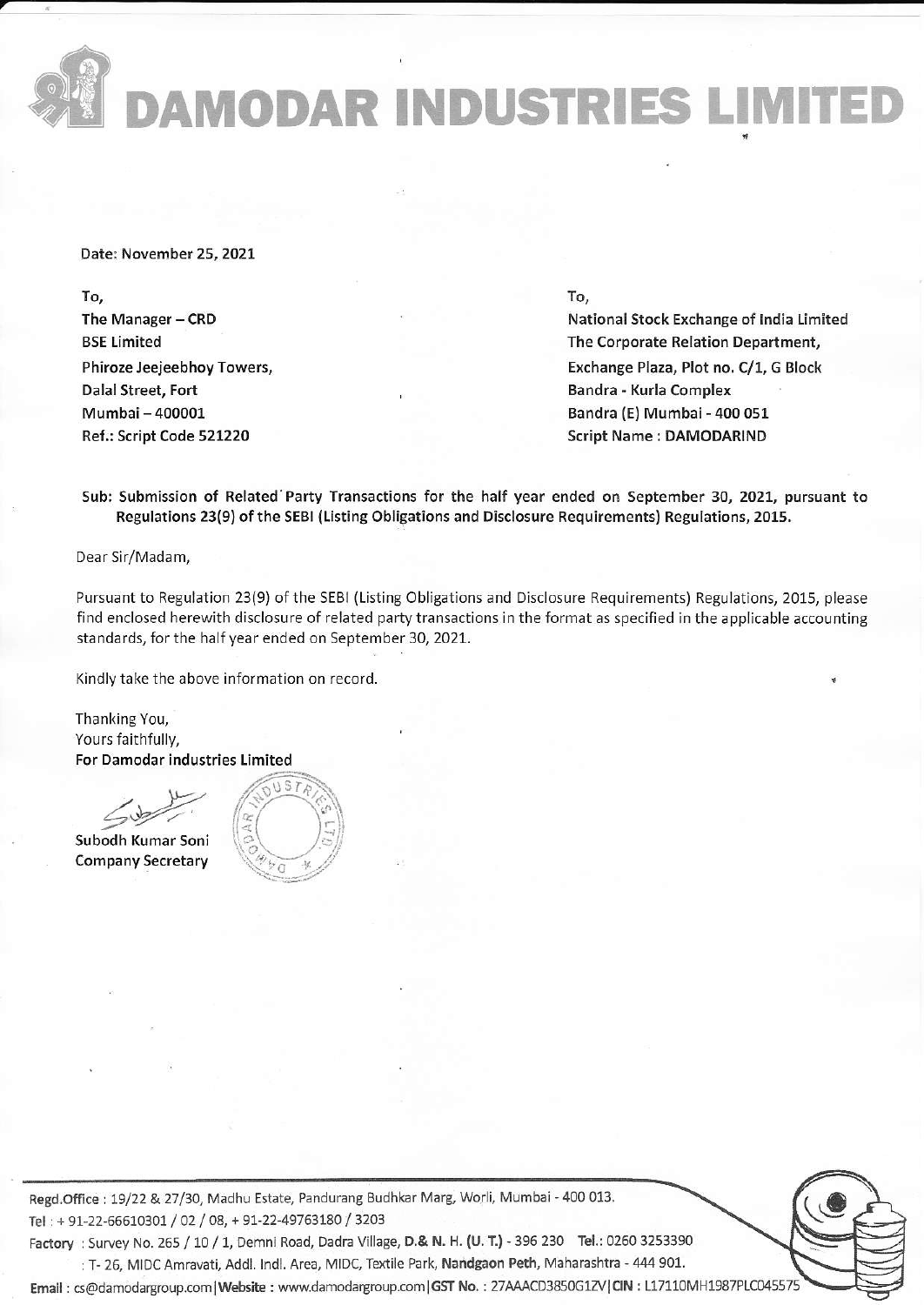# DAMODAR INDUSTRIES LIMITED

Date: November 25, 2021

To,
The Manager – CRD
BSE Limited
Phiroze Jeejeebhoy Towers,
Dalal Street, Fort
Mumbai – 400001
Ref.: Script Code 521220

To,
National Stock Exchange of India Limited
The Corporate Relation Department,
Exchange Plaza, Plot no. C/1, G Block
Bandra - Kurla Complex
Bandra (E) Mumbai - 400 051
Script Name : DAMODARIND

**Sub: Submission of Related Party Transactions for the half year ended on September 30, 2021, pursuant to Regulations 23(9) of the SEBI (Listing Obligations and Disclosure Requirements) Regulations, 2015.**

Dear Sir/Madam,

Pursuant to Regulation 23(9) of the SEBI (Listing Obligations and Disclosure Requirements) Regulations, 2015, please find enclosed herewith disclosure of related party transactions in the format as specified in the applicable accounting standards, for the half year ended on September 30, 2021.

Kindly take the above information on record.

Thanking You,
Yours faithfully,
**For Damodar industries Limited**

**Subodh Kumar Soni**
**Company Secretary**

Regd.Office : 19/22 & 27/30, Madhu Estate, Pandurang Budhkar Marg, Worli, Mumbai - 400 013.
Tel : + 91-22-66610301 / 02 / 08, + 91-22-49763180 / 3203
Factory : Survey No. 265 / 10 / 1, Demni Road, Dadra Village, D.& N. H. (U. T.) - 396 230 Tel.: 0260 3253390
: T- 26, MIDC Amravati, Addl. Indl. Area, MIDC, Textile Park, Nandgaon Peth, Maharashtra - 444 901.
Email : cs@damodargroup.com | Website : www.damodargroup.com | GST No. : 27AAACD3850G1ZV | CIN : L17110MH1987PLC045575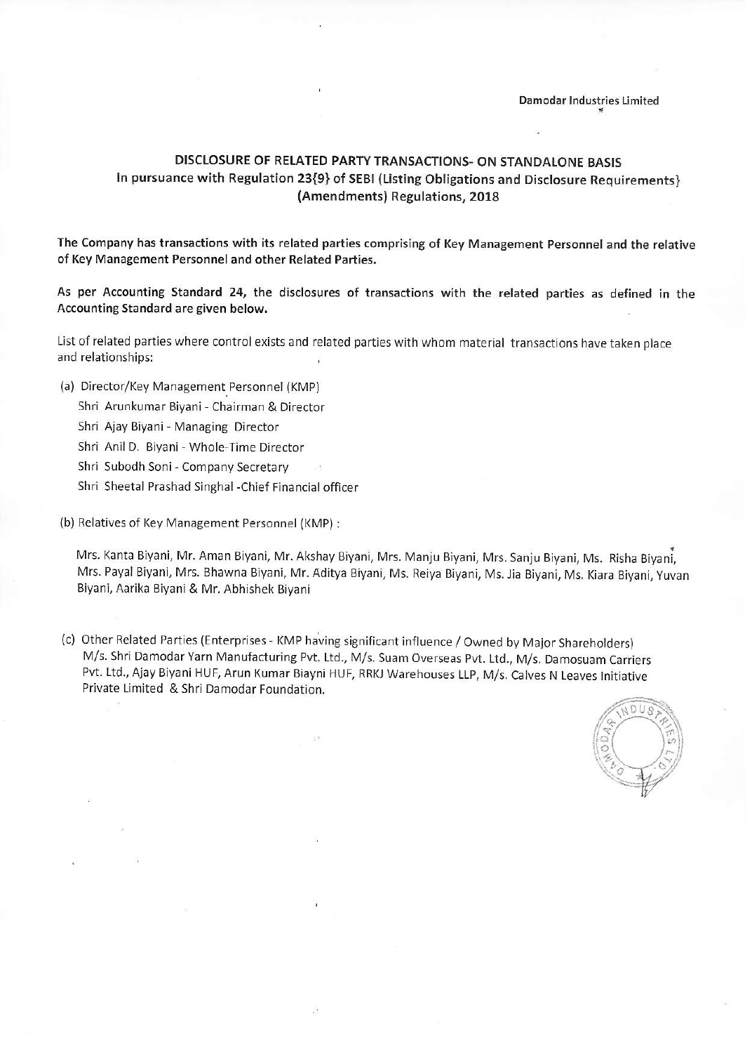Damodar Industries Limited

## DISCLOSURE OF RELATED PARTY TRANSACTIONS- ON STANDALONE BASIS

### In pursuance with Regulation 23(9) of SEBI (Listing Obligations and Disclosure Requirements) (Amendments) Regulations, 2018

**The Company has transactions with its related parties comprising of Key Management Personnel and the relative of Key Management Personnel and other Related Parties.**

**As per Accounting Standard 24, the disclosures of transactions with the related parties as defined in the Accounting Standard are given below.**

List of related parties where control exists and related parties with whom material transactions have taken place and relationships:

(a) Director/Key Management Personnel (KMP)

Shri Arunkumar Biyani - Chairman & Director

Shri Ajay Biyani - Managing Director

Shri Anil D. Biyani - Whole-Time Director

Shri Subodh Soni - Company Secretary

Shri Sheetal Prashad Singhal -Chief Financial officer

(b) Relatives of Key Management Personnel (KMP) :

Mrs. Kanta Biyani, Mr. Aman Biyani, Mr. Akshay Biyani, Mrs. Manju Biyani, Mrs. Sanju Biyani, Ms. Risha Biyani, Mrs. Payal Biyani, Mrs. Bhawna Biyani, Mr. Aditya Biyani, Ms. Reiya Biyani, Ms. Jia Biyani, Ms. Kiara Biyani, Yuvan Biyani, Aarika Biyani & Mr. Abhishek Biyani

(c) Other Related Parties (Enterprises - KMP having significant influence / Owned by Major Shareholders) M/s. Shri Damodar Yarn Manufacturing Pvt. Ltd., M/s. Suam Overseas Pvt. Ltd., M/s. Damosuam Carriers Pvt. Ltd., Ajay Biyani HUF, Arun Kumar Biayni HUF, RRKJ Warehouses LLP, M/s. Calves N Leaves Initiative Private Limited & Shri Damodar Foundation.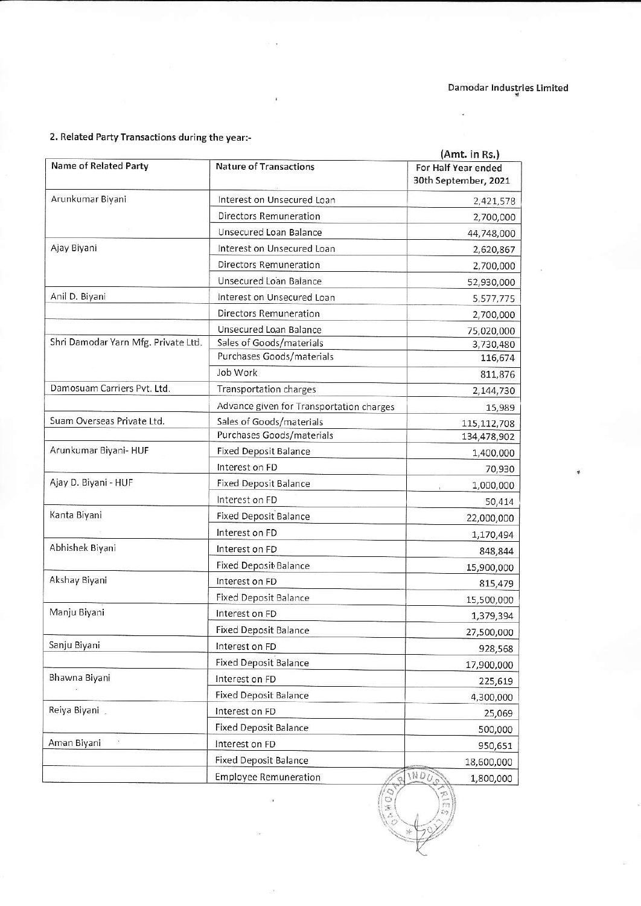Damodar Industries Limited

## 2. Related Party Transactions during the year:-

(Amt. in Rs.)

| Name of Related Party | Nature of Transactions | For Half Year ended 30th September, 2021 |
|---|---|---|
| Arunkumar Biyani | Interest on Unsecured Loan | 2,421,578 |
| | Directors Remuneration | 2,700,000 |
| | Unsecured Loan Balance | 44,748,000 |
| Ajay Biyani | Interest on Unsecured Loan | 2,620,867 |
| | Directors Remuneration | 2,700,000 |
| | Unsecured Loan Balance | 52,930,000 |
| Anil D. Biyani | Interest on Unsecured Loan | 5,577,775 |
| | Directors Remuneration | 2,700,000 |
| | Unsecured Loan Balance | 75,020,000 |
| Shri Damodar Yarn Mfg. Private Ltd. | Sales of Goods/materials | 3,730,480 |
| | Purchases Goods/materials | 116,674 |
| | Job Work | 811,876 |
| Damosuam Carriers Pvt. Ltd. | Transportation charges | 2,144,730 |
| | Advance given for Transportation charges | 15,989 |
| Suam Overseas Private Ltd. | Sales of Goods/materials | 115,112,708 |
| | Purchases Goods/materials | 134,478,902 |
| Arunkumar Biyani- HUF | Fixed Deposit Balance | 1,400,000 |
| | Interest on FD | 70,930 |
| Ajay D. Biyani - HUF | Fixed Deposit Balance | 1,000,000 |
| | Interest on FD | 50,414 |
| Kanta Biyani | Fixed Deposit Balance | 22,000,000 |
| | Interest on FD | 1,170,494 |
| Abhishek Biyani | Interest on FD | 848,844 |
| | Fixed Deposit Balance | 15,900,000 |
| Akshay Biyani | Interest on FD | 815,479 |
| | Fixed Deposit Balance | 15,500,000 |
| Manju Biyani | Interest on FD | 1,379,394 |
| | Fixed Deposit Balance | 27,500,000 |
| Sanju Biyani | Interest on FD | 928,568 |
| | Fixed Deposit Balance | 17,900,000 |
| Bhawna Biyani | Interest on FD | 225,619 |
| | Fixed Deposit Balance | 4,300,000 |
| Reiya Biyani | Interest on FD | 25,069 |
| | Fixed Deposit Balance | 500,000 |
| Aman Biyani | Interest on FD | 950,651 |
| | Fixed Deposit Balance | 18,600,000 |
| | Employee Remuneration | 1,800,000 |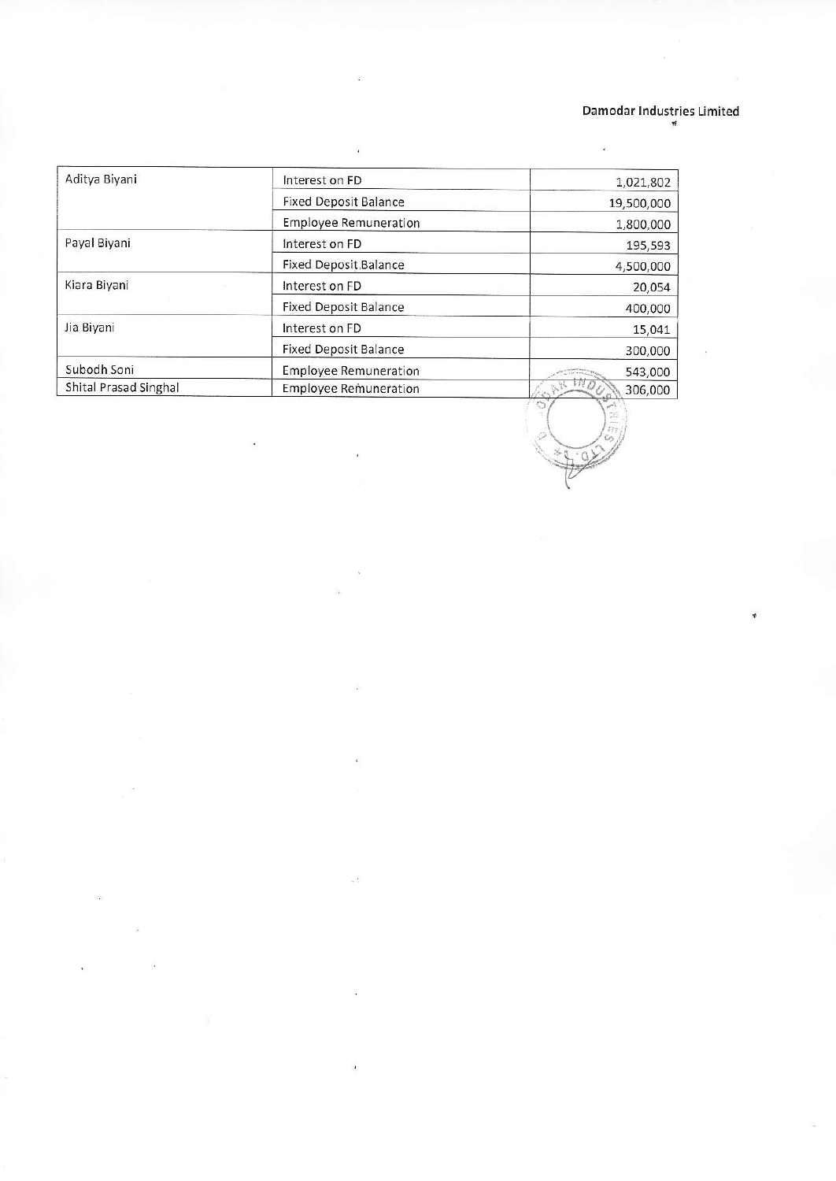| | | |
|---|---|---|
| Aditya Biyani | Interest on FD | 1,021,802 |
| | Fixed Deposit Balance | 19,500,000 |
| | Employee Remuneration | 1,800,000 |
| Payal Biyani | Interest on FD | 195,593 |
| | Fixed Deposit Balance | 4,500,000 |
| Kiara Biyani | Interest on FD | 20,054 |
| | Fixed Deposit Balance | 400,000 |
| Jia Biyani | Interest on FD | 15,041 |
| | Fixed Deposit Balance | 300,000 |
| Subodh Soni | Employee Remuneration | 543,000 |
| Shital Prasad Singhal | Employee Remuneration | 306,000 |